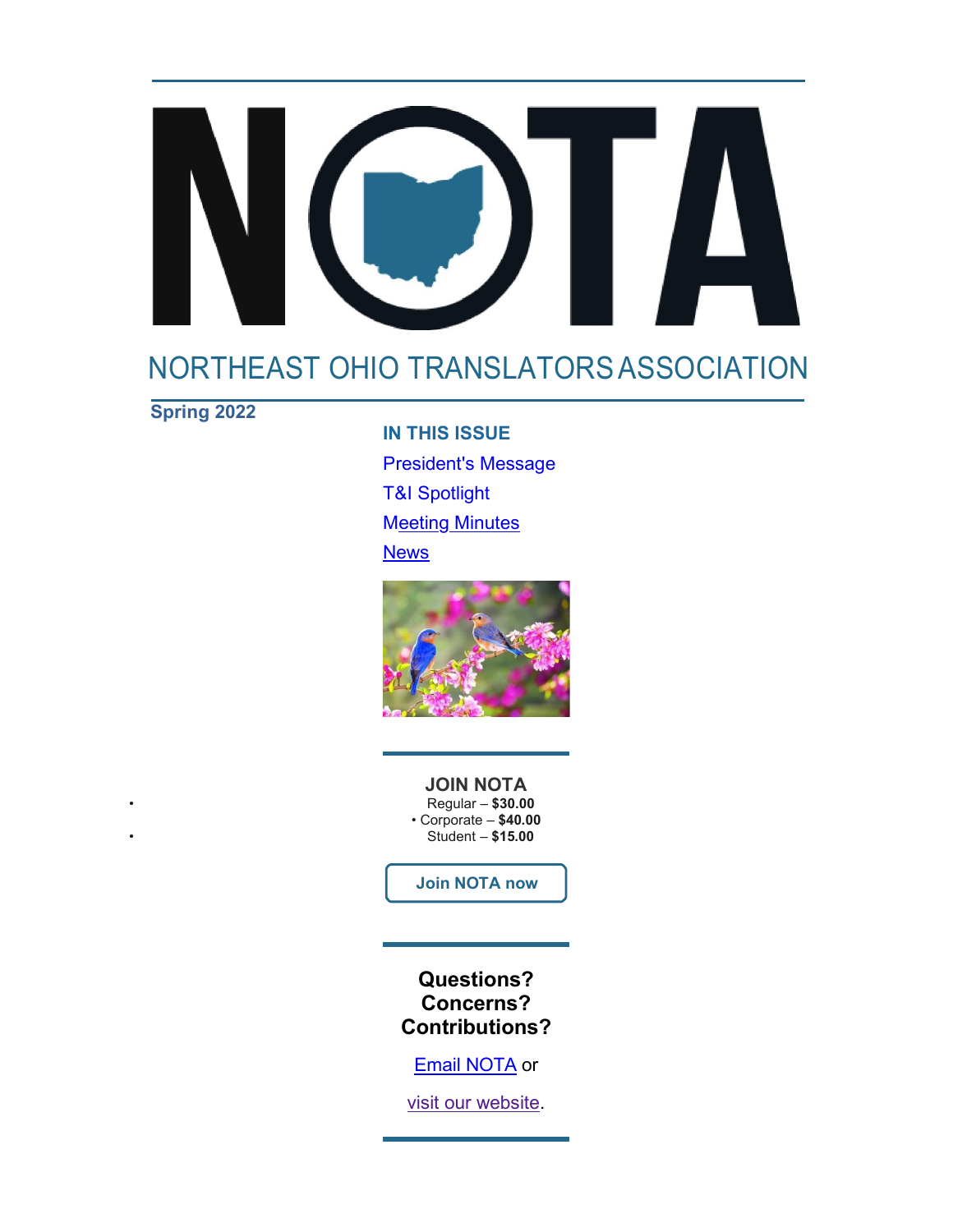# NOTA

## NORTHEAST OHIO TRANSLATORS ASSOCIATION

**Spring 2022**

**IN THIS ISSUE**

President's Message

T&I Spotlight

Meeting Minutes

News

**JOIN NOTA**

- Regular – **$30.00**
- Corporate – **$40.00**
- Student – **$15.00**

**Join NOTA now**

**Questions? Concerns? Contributions?**

Email NOTA or

visit our website.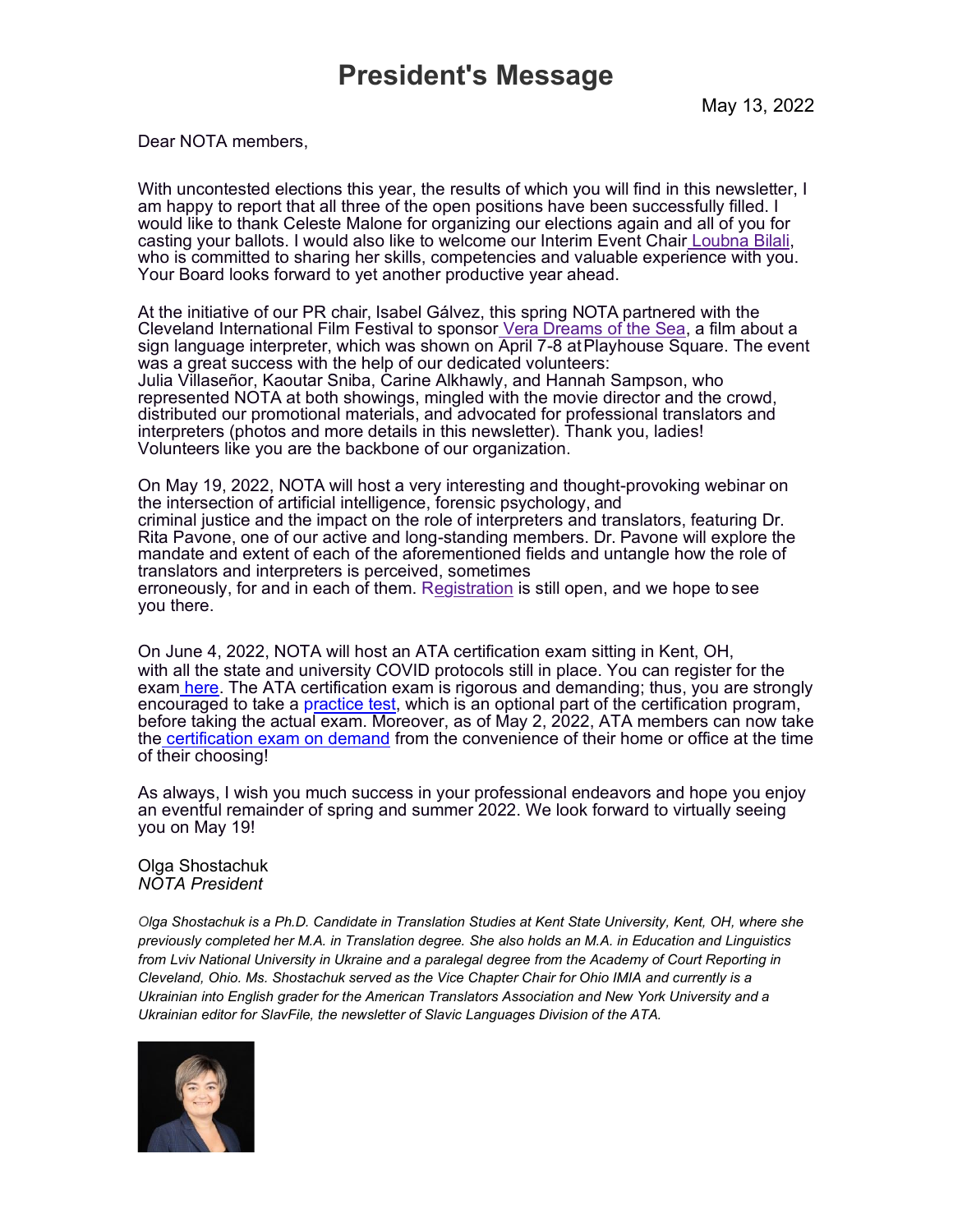# President's Message

May 13, 2022

Dear NOTA members,

With uncontested elections this year, the results of which you will find in this newsletter, I am happy to report that all three of the open positions have been successfully filled. I would like to thank Celeste Malone for organizing our elections again and all of you for casting your ballots. I would also like to welcome our Interim Event Chair Loubna Bilali, who is committed to sharing her skills, competencies and valuable experience with you. Your Board looks forward to yet another productive year ahead.

At the initiative of our PR chair, Isabel Gálvez, this spring NOTA partnered with the Cleveland International Film Festival to sponsor Vera Dreams of the Sea, a film about a sign language interpreter, which was shown on April 7-8 at Playhouse Square. The event was a great success with the help of our dedicated volunteers: Julia Villaseñor, Kaoutar Sniba, Carine Alkhawly, and Hannah Sampson, who represented NOTA at both showings, mingled with the movie director and the crowd, distributed our promotional materials, and advocated for professional translators and interpreters (photos and more details in this newsletter). Thank you, ladies! Volunteers like you are the backbone of our organization.

On May 19, 2022, NOTA will host a very interesting and thought-provoking webinar on the intersection of artificial intelligence, forensic psychology, and criminal justice and the impact on the role of interpreters and translators, featuring Dr. Rita Pavone, one of our active and long-standing members. Dr. Pavone will explore the mandate and extent of each of the aforementioned fields and untangle how the role of translators and interpreters is perceived, sometimes erroneously, for and in each of them. Registration is still open, and we hope to see you there.

On June 4, 2022, NOTA will host an ATA certification exam sitting in Kent, OH, with all the state and university COVID protocols still in place. You can register for the exam here. The ATA certification exam is rigorous and demanding; thus, you are strongly encouraged to take a practice test, which is an optional part of the certification program, before taking the actual exam. Moreover, as of May 2, 2022, ATA members can now take the certification exam on demand from the convenience of their home or office at the time of their choosing!

As always, I wish you much success in your professional endeavors and hope you enjoy an eventful remainder of spring and summer 2022. We look forward to virtually seeing you on May 19!

Olga Shostachuk
*NOTA President*

*Olga Shostachuk is a Ph.D. Candidate in Translation Studies at Kent State University, Kent, OH, where she previously completed her M.A. in Translation degree. She also holds an M.A. in Education and Linguistics from Lviv National University in Ukraine and a paralegal degree from the Academy of Court Reporting in Cleveland, Ohio. Ms. Shostachuk served as the Vice Chapter Chair for Ohio IMIA and currently is a Ukrainian into English grader for the American Translators Association and New York University and a Ukrainian editor for SlavFile, the newsletter of Slavic Languages Division of the ATA.*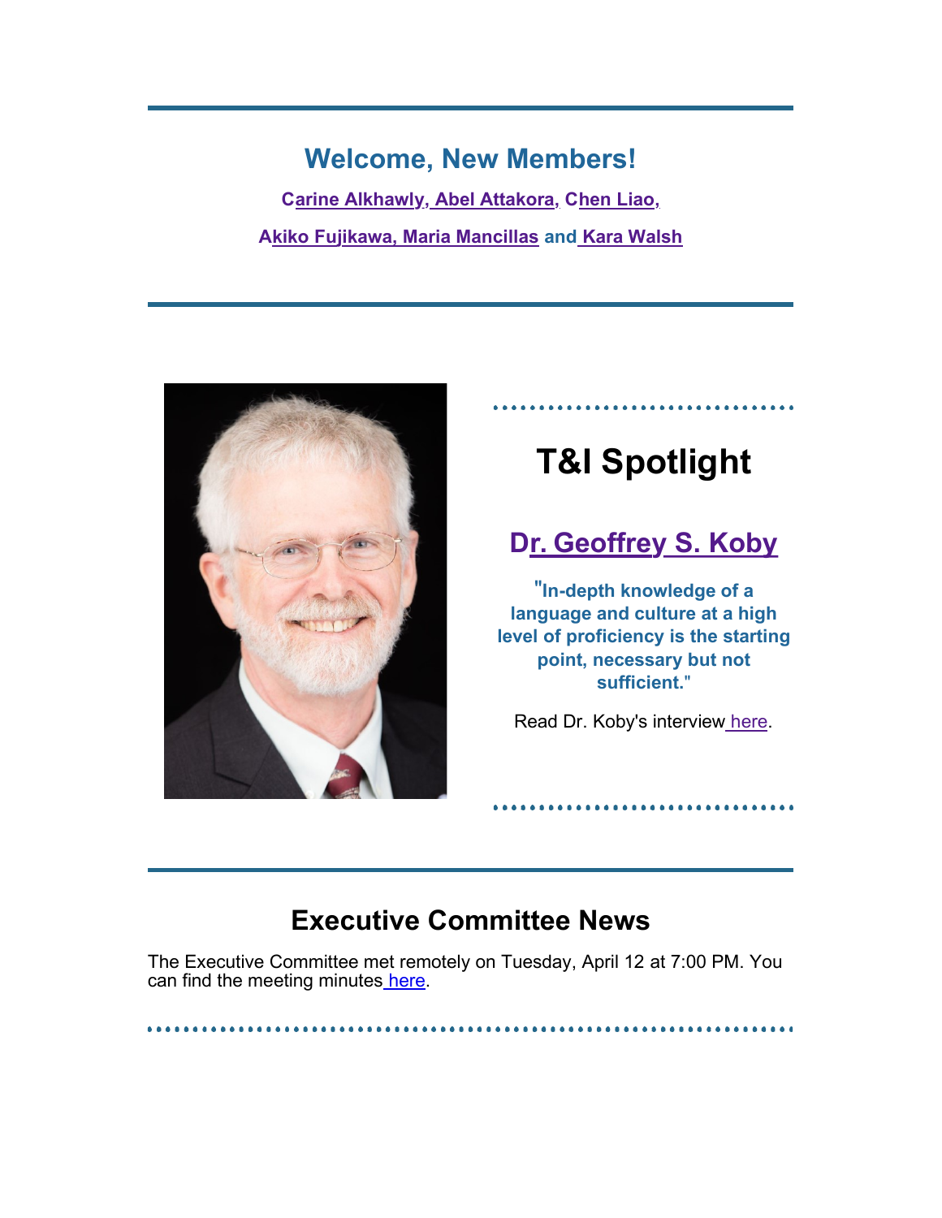## Welcome, New Members!

**Carine Alkhawly, Abel Attakora, Chen Liao,**

**Akiko Fujikawa, Maria Mancillas and Kara Walsh**

# T&I Spotlight

## Dr. Geoffrey S. Koby

**"In-depth knowledge of a language and culture at a high level of proficiency is the starting point, necessary but not sufficient."**

Read Dr. Koby's interview here.

# Executive Committee News

The Executive Committee met remotely on Tuesday, April 12 at 7:00 PM. You can find the meeting minutes here.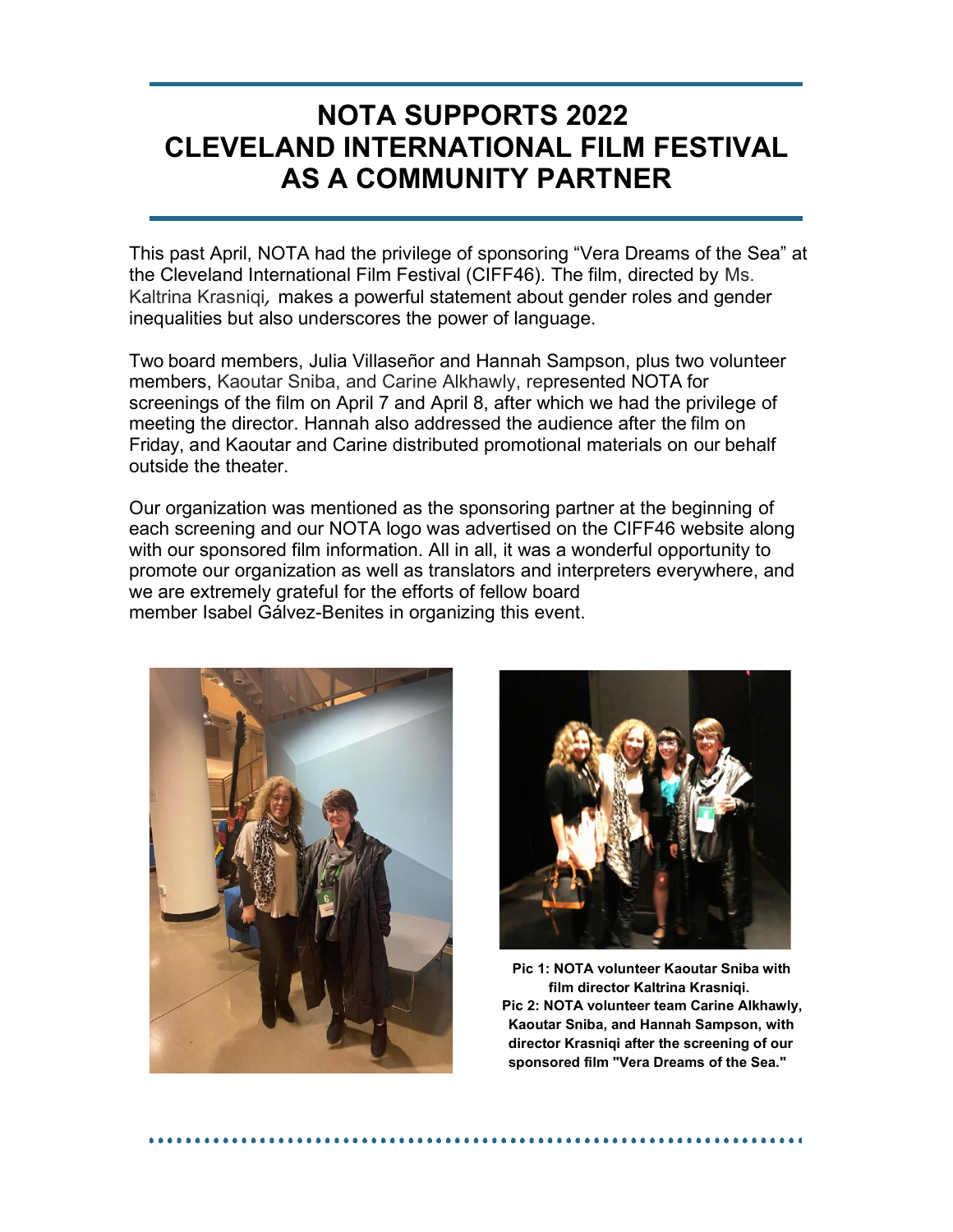# NOTA SUPPORTS 2022 CLEVELAND INTERNATIONAL FILM FESTIVAL AS A COMMUNITY PARTNER

This past April, NOTA had the privilege of sponsoring "Vera Dreams of the Sea" at the Cleveland International Film Festival (CIFF46). The film, directed by Ms. Kaltrina Krasniqi, makes a powerful statement about gender roles and gender inequalities but also underscores the power of language.

Two board members, Julia Villaseñor and Hannah Sampson, plus two volunteer members, Kaoutar Sniba, and Carine Alkhawly, represented NOTA for screenings of the film on April 7 and April 8, after which we had the privilege of meeting the director. Hannah also addressed the audience after the film on Friday, and Kaoutar and Carine distributed promotional materials on our behalf outside the theater.

Our organization was mentioned as the sponsoring partner at the beginning of each screening and our NOTA logo was advertised on the CIFF46 website along with our sponsored film information. All in all, it was a wonderful opportunity to promote our organization as well as translators and interpreters everywhere, and we are extremely grateful for the efforts of fellow board member Isabel Gálvez-Benites in organizing this event.

**Pic 1: NOTA volunteer Kaoutar Sniba with film director Kaltrina Krasniqi.**
**Pic 2: NOTA volunteer team Carine Alkhawly, Kaoutar Sniba, and Hannah Sampson, with director Krasniqi after the screening of our sponsored film "Vera Dreams of the Sea."**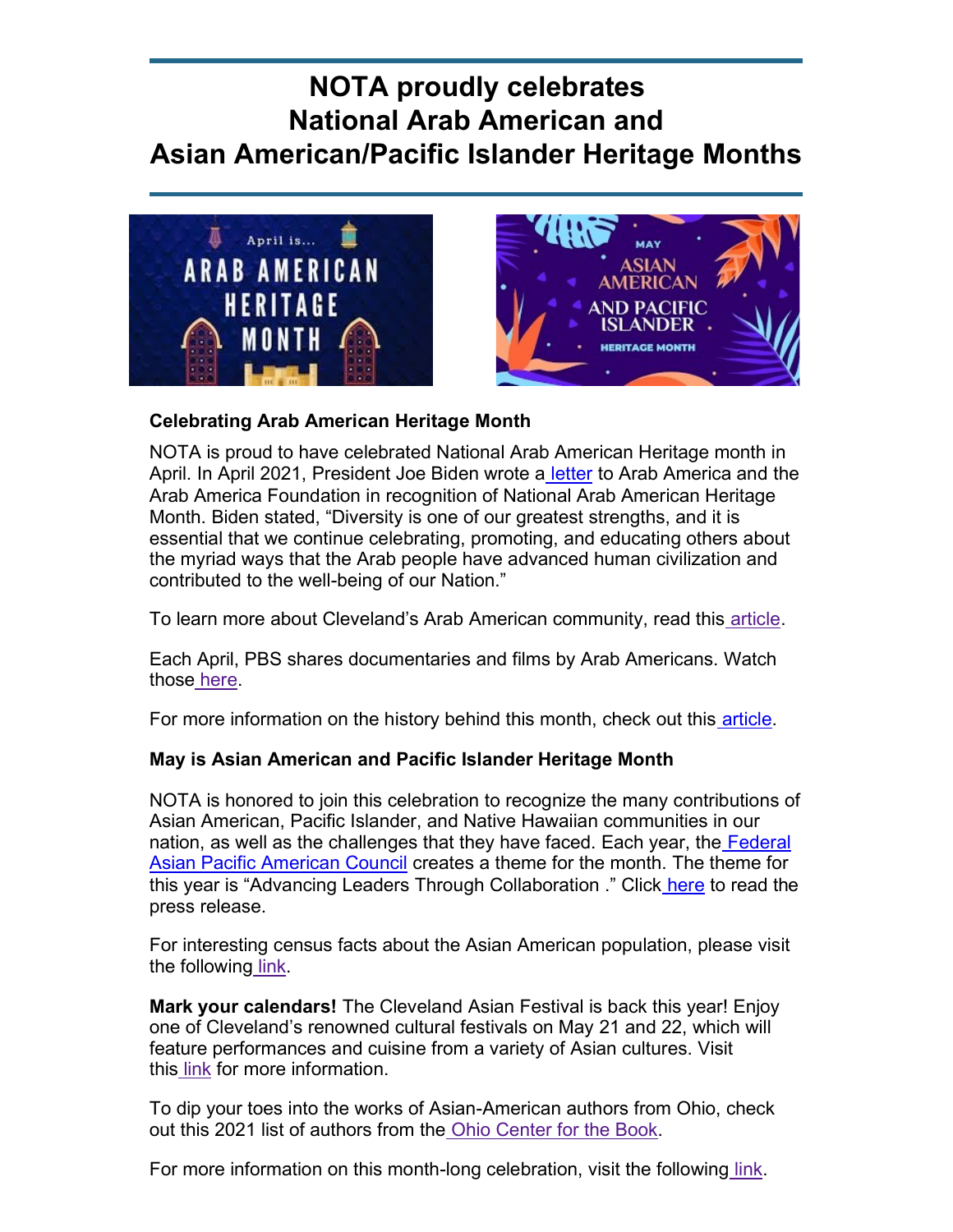# NOTA proudly celebrates National Arab American and Asian American/Pacific Islander Heritage Months

**Celebrating Arab American Heritage Month**

NOTA is proud to have celebrated National Arab American Heritage month in April. In April 2021, President Joe Biden wrote a letter to Arab America and the Arab America Foundation in recognition of National Arab American Heritage Month. Biden stated, "Diversity is one of our greatest strengths, and it is essential that we continue celebrating, promoting, and educating others about the myriad ways that the Arab people have advanced human civilization and contributed to the well-being of our Nation."

To learn more about Cleveland's Arab American community, read this article.

Each April, PBS shares documentaries and films by Arab Americans. Watch those here.

For more information on the history behind this month, check out this article.

**May is Asian American and Pacific Islander Heritage Month**

NOTA is honored to join this celebration to recognize the many contributions of Asian American, Pacific Islander, and Native Hawaiian communities in our nation, as well as the challenges that they have faced. Each year, the Federal Asian Pacific American Council creates a theme for the month. The theme for this year is "Advancing Leaders Through Collaboration ." Click here to read the press release.

For interesting census facts about the Asian American population, please visit the following link.

**Mark your calendars!** The Cleveland Asian Festival is back this year! Enjoy one of Cleveland's renowned cultural festivals on May 21 and 22, which will feature performances and cuisine from a variety of Asian cultures. Visit this link for more information.

To dip your toes into the works of Asian-American authors from Ohio, check out this 2021 list of authors from the Ohio Center for the Book.

For more information on this month-long celebration, visit the following link.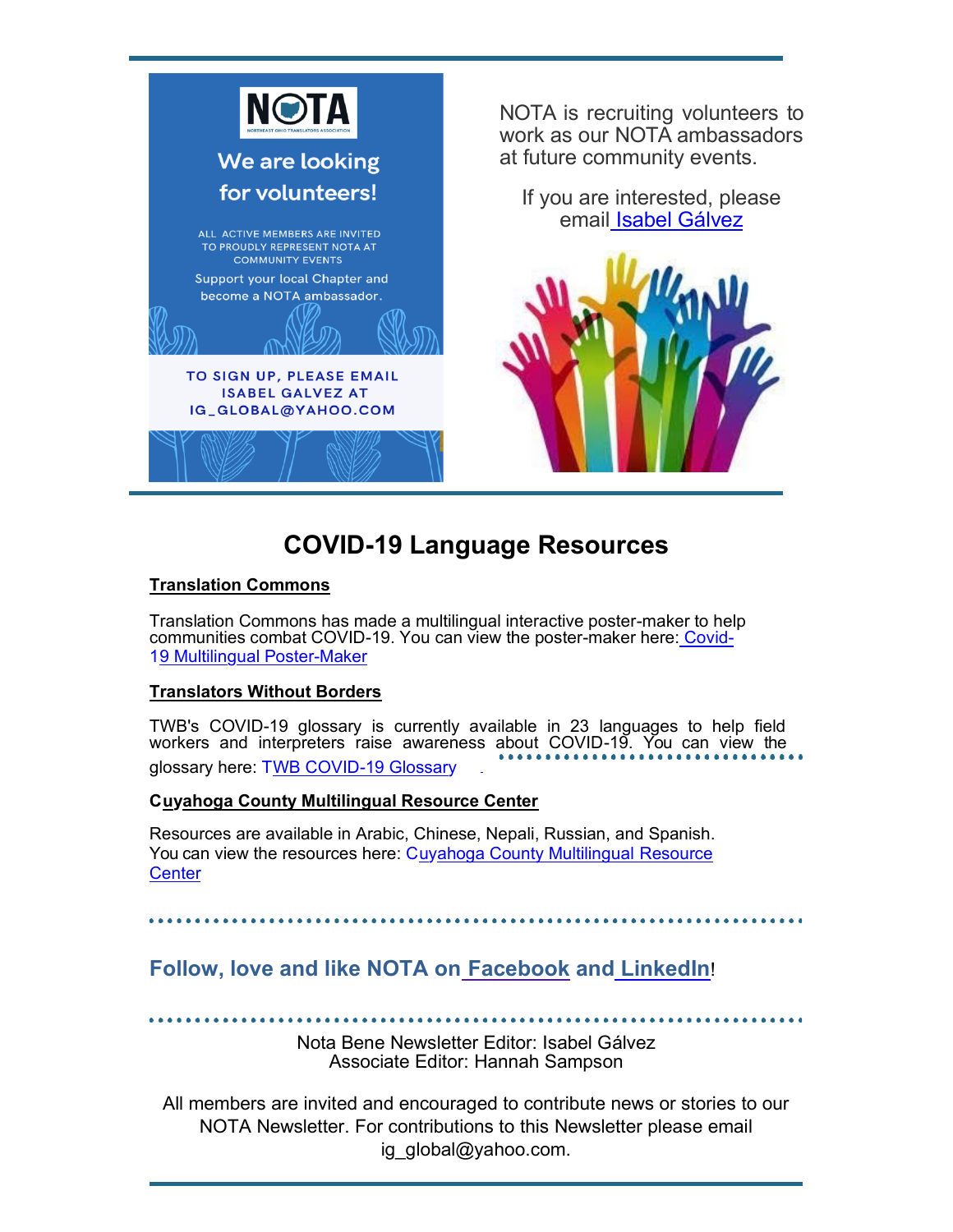NOTA
NORTHEAST OHIO TRANSLATORS ASSOCIATION

We are looking for volunteers!

ALL ACTIVE MEMBERS ARE INVITED TO PROUDLY REPRESENT NOTA AT COMMUNITY EVENTS

Support your local Chapter and become a NOTA ambassador.

TO SIGN UP, PLEASE EMAIL ISABEL GALVEZ AT IG_GLOBAL@YAHOO.COM

NOTA is recruiting volunteers to work as our NOTA ambassadors at future community events.

If you are interested, please email Isabel Gálvez

## COVID-19 Language Resources

**Translation Commons**

Translation Commons has made a multilingual interactive poster-maker to help communities combat COVID-19. You can view the poster-maker here: Covid-19 Multilingual Poster-Maker

**Translators Without Borders**

TWB's COVID-19 glossary is currently available in 23 languages to help field workers and interpreters raise awareness about COVID-19. You can view the glossary here: TWB COVID-19 Glossary

**Cuyahoga County Multilingual Resource Center**

Resources are available in Arabic, Chinese, Nepali, Russian, and Spanish. You can view the resources here: Cuyahoga County Multilingual Resource Center

### Follow, love and like NOTA on Facebook and LinkedIn!

Nota Bene Newsletter Editor: Isabel Gálvez
Associate Editor: Hannah Sampson

All members are invited and encouraged to contribute news or stories to our NOTA Newsletter. For contributions to this Newsletter please email ig_global@yahoo.com.